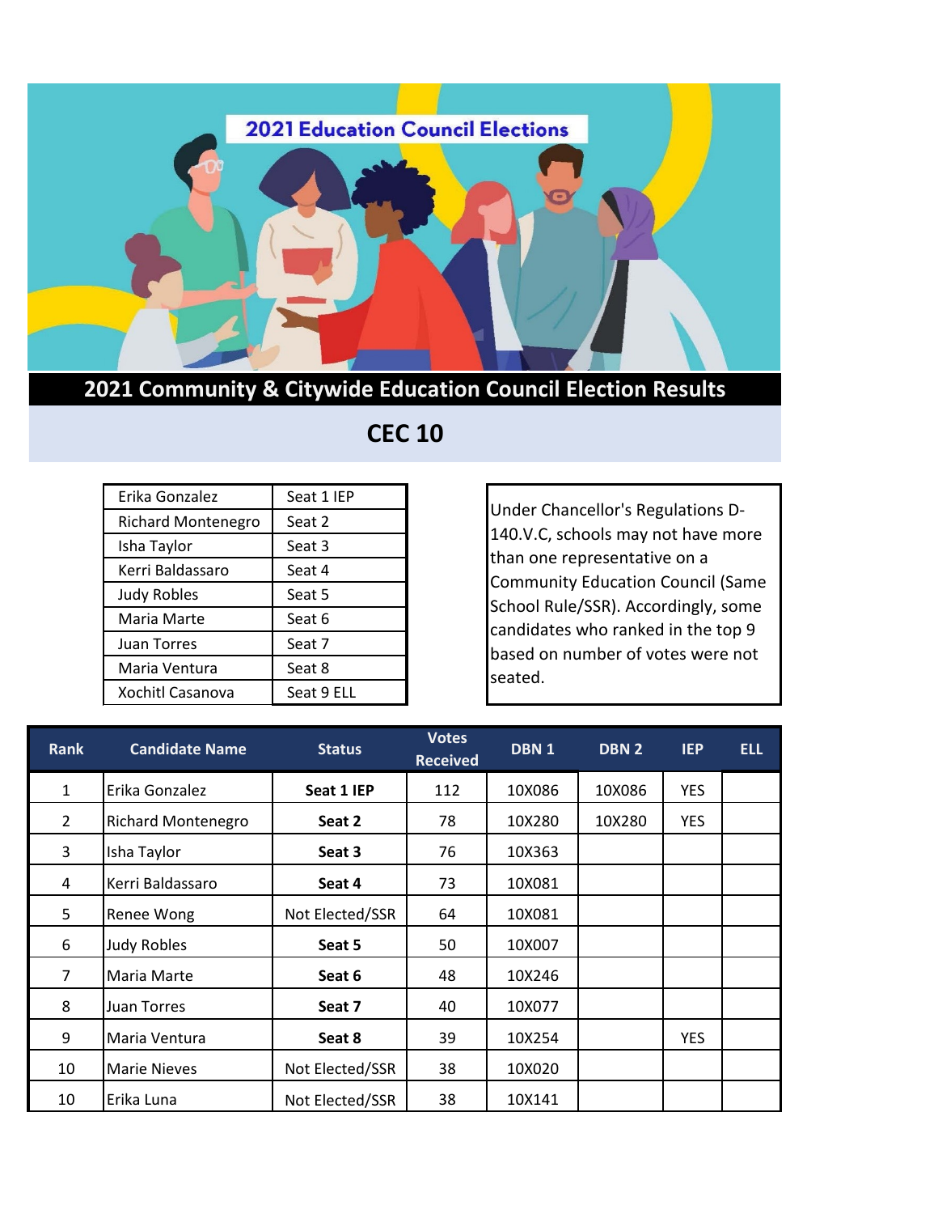# 2021 Education Council Elections

## 2021 Community & Citywide Education Council Election Results

## CEC 10

| | |
|---|---|
| Erika Gonzalez | Seat 1 IEP |
| Richard Montenegro | Seat 2 |
| Isha Taylor | Seat 3 |
| Kerri Baldassaro | Seat 4 |
| Judy Robles | Seat 5 |
| Maria Marte | Seat 6 |
| Juan Torres | Seat 7 |
| Maria Ventura | Seat 8 |
| Xochitl Casanova | Seat 9 ELL |

Under Chancellor's Regulations D-140.V.C, schools may not have more than one representative on a Community Education Council (Same School Rule/SSR). Accordingly, some candidates who ranked in the top 9 based on number of votes were not seated.

| Rank | Candidate Name | Status | Votes Received | DBN 1 | DBN 2 | IEP | ELL |
|---|---|---|---|---|---|---|---|
| 1 | Erika Gonzalez | **Seat 1 IEP** | 112 | 10X086 | 10X086 | YES | |
| 2 | Richard Montenegro | **Seat 2** | 78 | 10X280 | 10X280 | YES | |
| 3 | Isha Taylor | **Seat 3** | 76 | 10X363 | | | |
| 4 | Kerri Baldassaro | **Seat 4** | 73 | 10X081 | | | |
| 5 | Renee Wong | Not Elected/SSR | 64 | 10X081 | | | |
| 6 | Judy Robles | **Seat 5** | 50 | 10X007 | | | |
| 7 | Maria Marte | **Seat 6** | 48 | 10X246 | | | |
| 8 | Juan Torres | **Seat 7** | 40 | 10X077 | | | |
| 9 | Maria Ventura | **Seat 8** | 39 | 10X254 | | YES | |
| 10 | Marie Nieves | Not Elected/SSR | 38 | 10X020 | | | |
| 10 | Erika Luna | Not Elected/SSR | 38 | 10X141 | | | |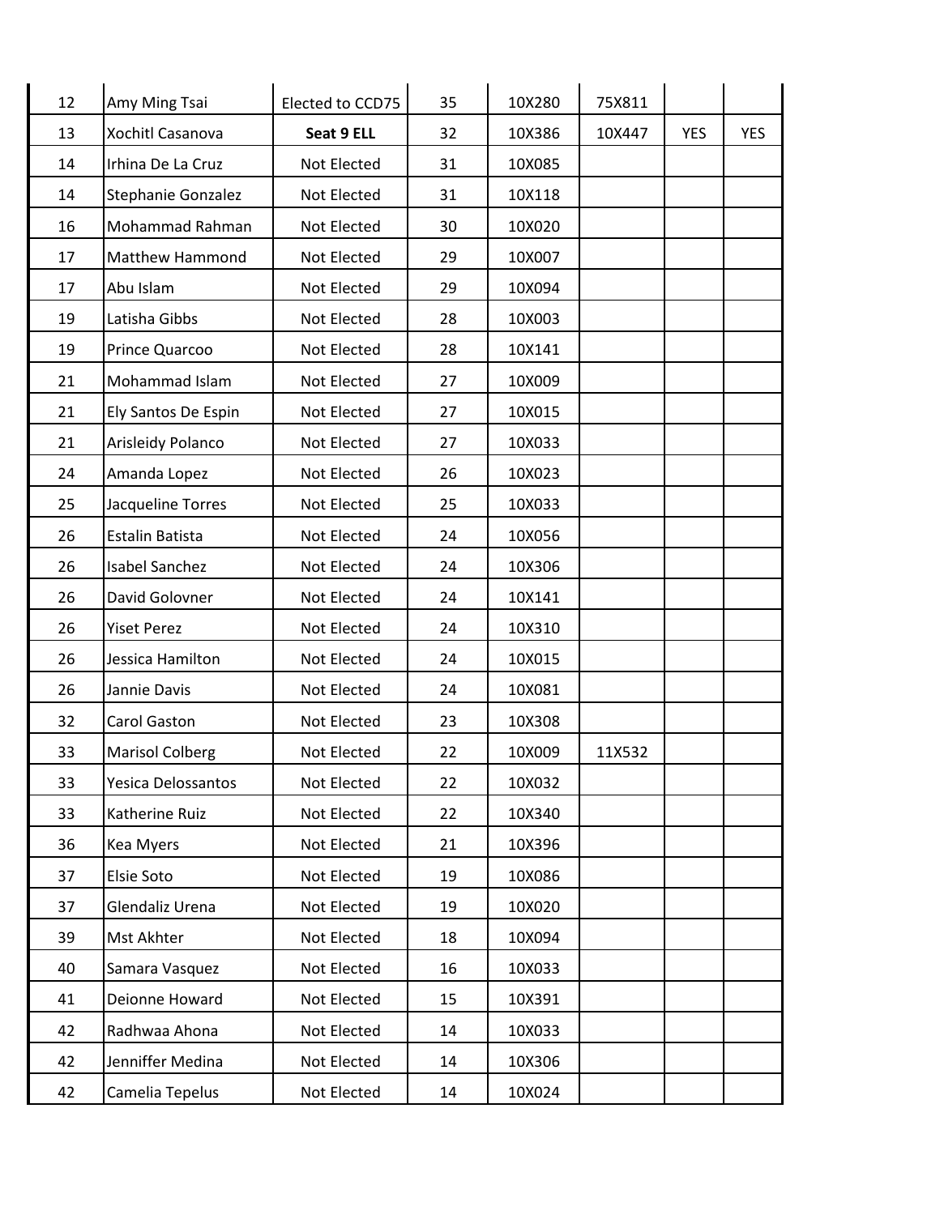| | | | | | | | |
|---|---|---|---|---|---|---|---|
| 12 | Amy Ming Tsai | Elected to CCD75 | 35 | 10X280 | 75X811 | | |
| 13 | Xochitl Casanova | **Seat 9 ELL** | 32 | 10X386 | 10X447 | YES | YES |
| 14 | Irhina De La Cruz | Not Elected | 31 | 10X085 | | | |
| 14 | Stephanie Gonzalez | Not Elected | 31 | 10X118 | | | |
| 16 | Mohammad Rahman | Not Elected | 30 | 10X020 | | | |
| 17 | Matthew Hammond | Not Elected | 29 | 10X007 | | | |
| 17 | Abu Islam | Not Elected | 29 | 10X094 | | | |
| 19 | Latisha Gibbs | Not Elected | 28 | 10X003 | | | |
| 19 | Prince Quarcoo | Not Elected | 28 | 10X141 | | | |
| 21 | Mohammad Islam | Not Elected | 27 | 10X009 | | | |
| 21 | Ely Santos De Espin | Not Elected | 27 | 10X015 | | | |
| 21 | Arisleidy Polanco | Not Elected | 27 | 10X033 | | | |
| 24 | Amanda Lopez | Not Elected | 26 | 10X023 | | | |
| 25 | Jacqueline Torres | Not Elected | 25 | 10X033 | | | |
| 26 | Estalin Batista | Not Elected | 24 | 10X056 | | | |
| 26 | Isabel Sanchez | Not Elected | 24 | 10X306 | | | |
| 26 | David Golovner | Not Elected | 24 | 10X141 | | | |
| 26 | Yiset Perez | Not Elected | 24 | 10X310 | | | |
| 26 | Jessica Hamilton | Not Elected | 24 | 10X015 | | | |
| 26 | Jannie Davis | Not Elected | 24 | 10X081 | | | |
| 32 | Carol Gaston | Not Elected | 23 | 10X308 | | | |
| 33 | Marisol Colberg | Not Elected | 22 | 10X009 | 11X532 | | |
| 33 | Yesica Delossantos | Not Elected | 22 | 10X032 | | | |
| 33 | Katherine Ruiz | Not Elected | 22 | 10X340 | | | |
| 36 | Kea Myers | Not Elected | 21 | 10X396 | | | |
| 37 | Elsie Soto | Not Elected | 19 | 10X086 | | | |
| 37 | Glendaliz Urena | Not Elected | 19 | 10X020 | | | |
| 39 | Mst Akhter | Not Elected | 18 | 10X094 | | | |
| 40 | Samara Vasquez | Not Elected | 16 | 10X033 | | | |
| 41 | Deionne Howard | Not Elected | 15 | 10X391 | | | |
| 42 | Radhwaa Ahona | Not Elected | 14 | 10X033 | | | |
| 42 | Jenniffer Medina | Not Elected | 14 | 10X306 | | | |
| 42 | Camelia Tepelus | Not Elected | 14 | 10X024 | | | |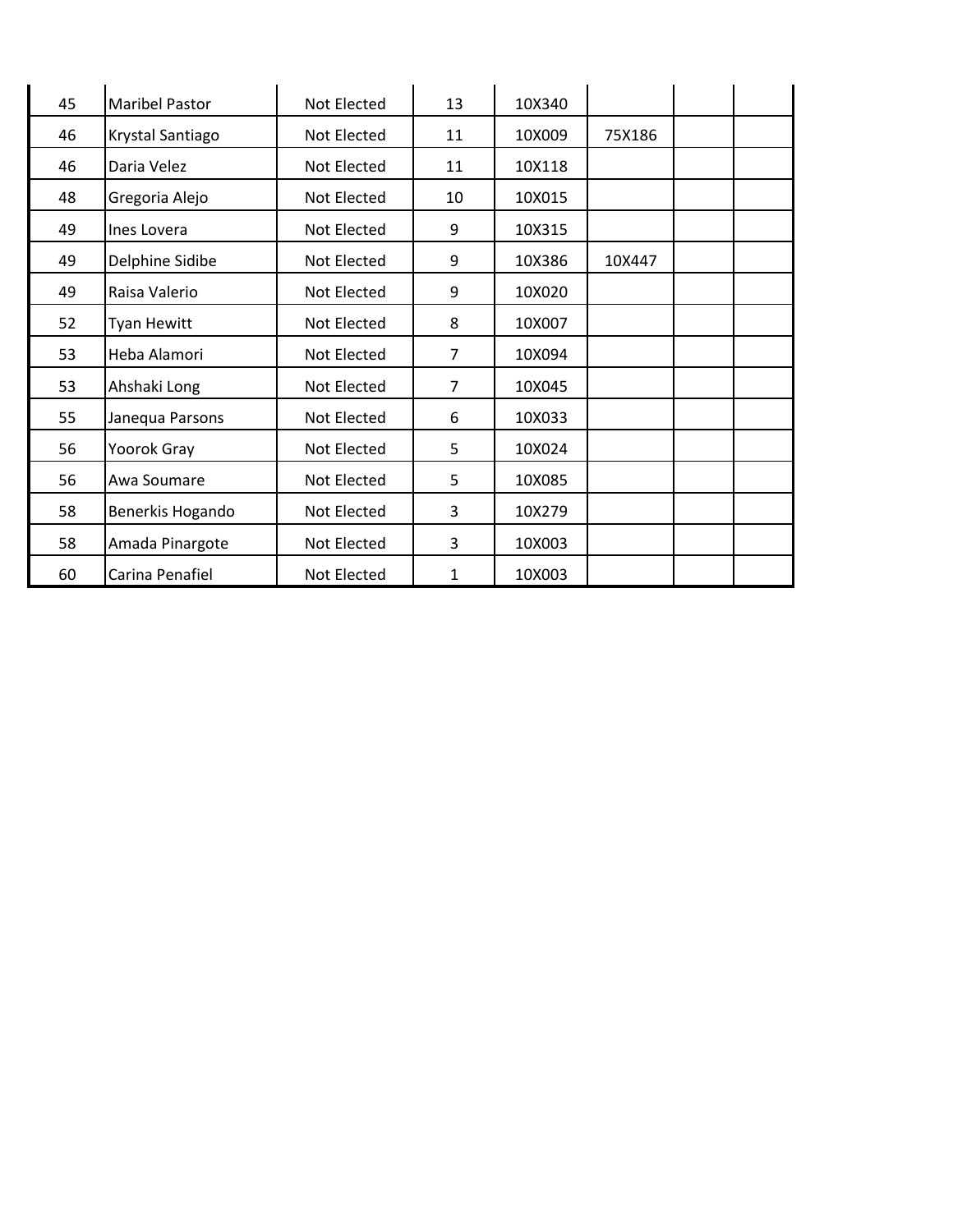| | | | | | | | |
|---|---|---|---|---|---|---|---|
| 45 | Maribel Pastor | Not Elected | 13 | 10X340 | | | |
| 46 | Krystal Santiago | Not Elected | 11 | 10X009 | 75X186 | | |
| 46 | Daria Velez | Not Elected | 11 | 10X118 | | | |
| 48 | Gregoria Alejo | Not Elected | 10 | 10X015 | | | |
| 49 | Ines Lovera | Not Elected | 9 | 10X315 | | | |
| 49 | Delphine Sidibe | Not Elected | 9 | 10X386 | 10X447 | | |
| 49 | Raisa Valerio | Not Elected | 9 | 10X020 | | | |
| 52 | Tyan Hewitt | Not Elected | 8 | 10X007 | | | |
| 53 | Heba Alamori | Not Elected | 7 | 10X094 | | | |
| 53 | Ahshaki Long | Not Elected | 7 | 10X045 | | | |
| 55 | Janequa Parsons | Not Elected | 6 | 10X033 | | | |
| 56 | Yoorok Gray | Not Elected | 5 | 10X024 | | | |
| 56 | Awa Soumare | Not Elected | 5 | 10X085 | | | |
| 58 | Benerkis Hogando | Not Elected | 3 | 10X279 | | | |
| 58 | Amada Pinargote | Not Elected | 3 | 10X003 | | | |
| 60 | Carina Penafiel | Not Elected | 1 | 10X003 | | | |